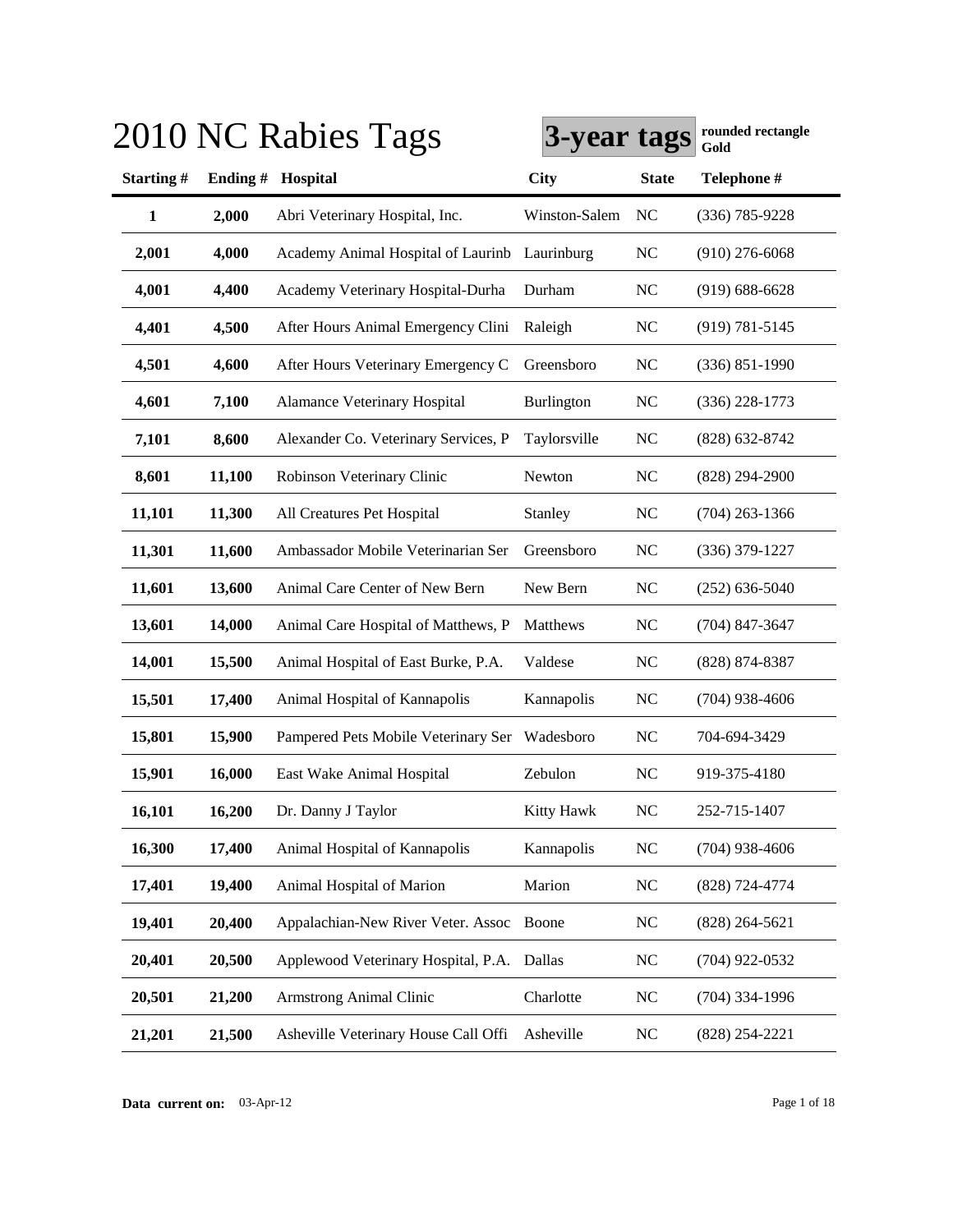# 2010 NC Rabies Tags

**3-year tags** **rounded rectangle Gold**

| Starting # | Ending # | Hospital | City | State | Telephone # |
|---|---|---|---|---|---|
| **1** | **2,000** | Abri Veterinary Hospital, Inc. | Winston-Salem | NC | (336) 785-9228 |
| **2,001** | **4,000** | Academy Animal Hospital of Laurinb | Laurinburg | NC | (910) 276-6068 |
| **4,001** | **4,400** | Academy Veterinary Hospital-Durha | Durham | NC | (919) 688-6628 |
| **4,401** | **4,500** | After Hours Animal Emergency Clini | Raleigh | NC | (919) 781-5145 |
| **4,501** | **4,600** | After Hours Veterinary Emergency C | Greensboro | NC | (336) 851-1990 |
| **4,601** | **7,100** | Alamance Veterinary Hospital | Burlington | NC | (336) 228-1773 |
| **7,101** | **8,600** | Alexander Co. Veterinary Services, P | Taylorsville | NC | (828) 632-8742 |
| **8,601** | **11,100** | Robinson Veterinary Clinic | Newton | NC | (828) 294-2900 |
| **11,101** | **11,300** | All Creatures Pet Hospital | Stanley | NC | (704) 263-1366 |
| **11,301** | **11,600** | Ambassador Mobile Veterinarian Ser | Greensboro | NC | (336) 379-1227 |
| **11,601** | **13,600** | Animal Care Center of New Bern | New Bern | NC | (252) 636-5040 |
| **13,601** | **14,000** | Animal Care Hospital of Matthews, P | Matthews | NC | (704) 847-3647 |
| **14,001** | **15,500** | Animal Hospital of East Burke, P.A. | Valdese | NC | (828) 874-8387 |
| **15,501** | **17,400** | Animal Hospital of Kannapolis | Kannapolis | NC | (704) 938-4606 |
| **15,801** | **15,900** | Pampered Pets Mobile Veterinary Ser | Wadesboro | NC | 704-694-3429 |
| **15,901** | **16,000** | East Wake Animal Hospital | Zebulon | NC | 919-375-4180 |
| **16,101** | **16,200** | Dr. Danny J Taylor | Kitty Hawk | NC | 252-715-1407 |
| **16,300** | **17,400** | Animal Hospital of Kannapolis | Kannapolis | NC | (704) 938-4606 |
| **17,401** | **19,400** | Animal Hospital of Marion | Marion | NC | (828) 724-4774 |
| **19,401** | **20,400** | Appalachian-New River Veter. Assoc | Boone | NC | (828) 264-5621 |
| **20,401** | **20,500** | Applewood Veterinary Hospital, P.A. | Dallas | NC | (704) 922-0532 |
| **20,501** | **21,200** | Armstrong Animal Clinic | Charlotte | NC | (704) 334-1996 |
| **21,201** | **21,500** | Asheville Veterinary House Call Offi | Asheville | NC | (828) 254-2221 |

**Data current on:** 03-Apr-12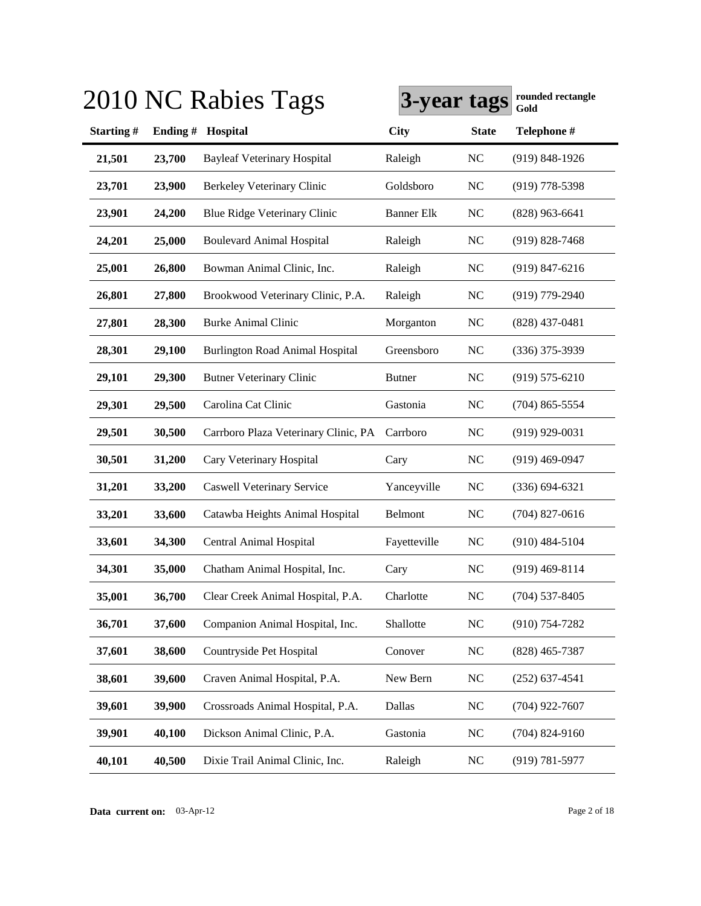# 2010 NC Rabies Tags

**3-year tags** **rounded rectangle Gold**

| Starting # | Ending # | Hospital | City | State | Telephone # |
|---|---|---|---|---|---|
| **21,501** | **23,700** | Bayleaf Veterinary Hospital | Raleigh | NC | (919) 848-1926 |
| **23,701** | **23,900** | Berkeley Veterinary Clinic | Goldsboro | NC | (919) 778-5398 |
| **23,901** | **24,200** | Blue Ridge Veterinary Clinic | Banner Elk | NC | (828) 963-6641 |
| **24,201** | **25,000** | Boulevard Animal Hospital | Raleigh | NC | (919) 828-7468 |
| **25,001** | **26,800** | Bowman Animal Clinic, Inc. | Raleigh | NC | (919) 847-6216 |
| **26,801** | **27,800** | Brookwood Veterinary Clinic, P.A. | Raleigh | NC | (919) 779-2940 |
| **27,801** | **28,300** | Burke Animal Clinic | Morganton | NC | (828) 437-0481 |
| **28,301** | **29,100** | Burlington Road Animal Hospital | Greensboro | NC | (336) 375-3939 |
| **29,101** | **29,300** | Butner Veterinary Clinic | Butner | NC | (919) 575-6210 |
| **29,301** | **29,500** | Carolina Cat Clinic | Gastonia | NC | (704) 865-5554 |
| **29,501** | **30,500** | Carrboro Plaza Veterinary Clinic, PA | Carrboro | NC | (919) 929-0031 |
| **30,501** | **31,200** | Cary Veterinary Hospital | Cary | NC | (919) 469-0947 |
| **31,201** | **33,200** | Caswell Veterinary Service | Yanceyville | NC | (336) 694-6321 |
| **33,201** | **33,600** | Catawba Heights Animal Hospital | Belmont | NC | (704) 827-0616 |
| **33,601** | **34,300** | Central Animal Hospital | Fayetteville | NC | (910) 484-5104 |
| **34,301** | **35,000** | Chatham Animal Hospital, Inc. | Cary | NC | (919) 469-8114 |
| **35,001** | **36,700** | Clear Creek Animal Hospital, P.A. | Charlotte | NC | (704) 537-8405 |
| **36,701** | **37,600** | Companion Animal Hospital, Inc. | Shallotte | NC | (910) 754-7282 |
| **37,601** | **38,600** | Countryside Pet Hospital | Conover | NC | (828) 465-7387 |
| **38,601** | **39,600** | Craven Animal Hospital, P.A. | New Bern | NC | (252) 637-4541 |
| **39,601** | **39,900** | Crossroads Animal Hospital, P.A. | Dallas | NC | (704) 922-7607 |
| **39,901** | **40,100** | Dickson Animal Clinic, P.A. | Gastonia | NC | (704) 824-9160 |
| **40,101** | **40,500** | Dixie Trail Animal Clinic, Inc. | Raleigh | NC | (919) 781-5977 |

**Data current on:** 03-Apr-12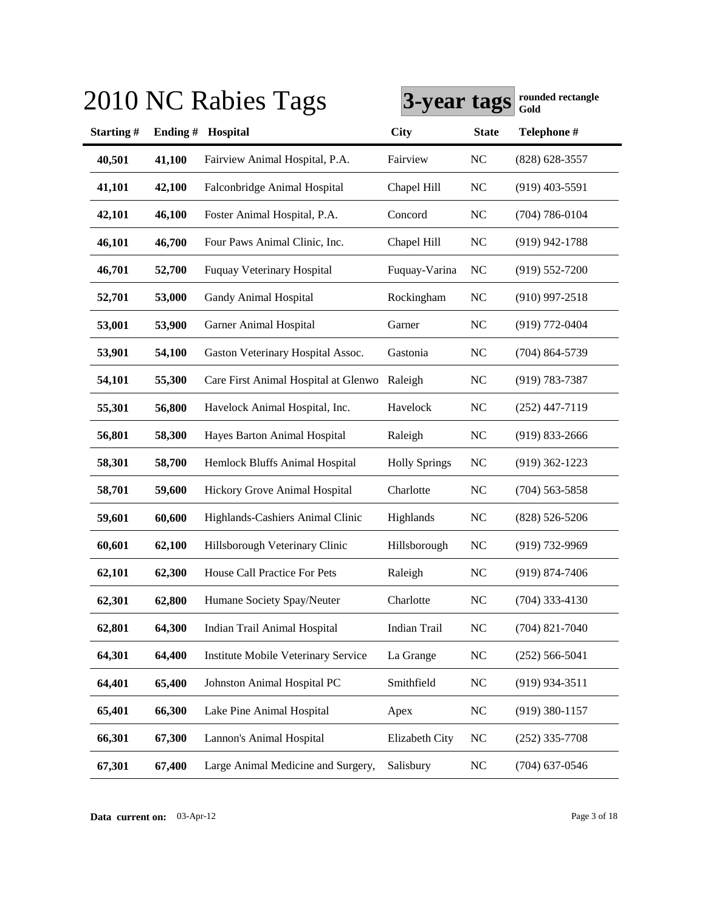# 2010 NC Rabies Tags

**3-year tags** **rounded rectangle Gold**

| Starting # | Ending # | Hospital | City | State | Telephone # |
|---|---|---|---|---|---|
| **40,501** | **41,100** | Fairview Animal Hospital, P.A. | Fairview | NC | (828) 628-3557 |
| **41,101** | **42,100** | Falconbridge Animal Hospital | Chapel Hill | NC | (919) 403-5591 |
| **42,101** | **46,100** | Foster Animal Hospital, P.A. | Concord | NC | (704) 786-0104 |
| **46,101** | **46,700** | Four Paws Animal Clinic, Inc. | Chapel Hill | NC | (919) 942-1788 |
| **46,701** | **52,700** | Fuquay Veterinary Hospital | Fuquay-Varina | NC | (919) 552-7200 |
| **52,701** | **53,000** | Gandy Animal Hospital | Rockingham | NC | (910) 997-2518 |
| **53,001** | **53,900** | Garner Animal Hospital | Garner | NC | (919) 772-0404 |
| **53,901** | **54,100** | Gaston Veterinary Hospital Assoc. | Gastonia | NC | (704) 864-5739 |
| **54,101** | **55,300** | Care First Animal Hospital at Glenwo | Raleigh | NC | (919) 783-7387 |
| **55,301** | **56,800** | Havelock Animal Hospital, Inc. | Havelock | NC | (252) 447-7119 |
| **56,801** | **58,300** | Hayes Barton Animal Hospital | Raleigh | NC | (919) 833-2666 |
| **58,301** | **58,700** | Hemlock Bluffs Animal Hospital | Holly Springs | NC | (919) 362-1223 |
| **58,701** | **59,600** | Hickory Grove Animal Hospital | Charlotte | NC | (704) 563-5858 |
| **59,601** | **60,600** | Highlands-Cashiers Animal Clinic | Highlands | NC | (828) 526-5206 |
| **60,601** | **62,100** | Hillsborough Veterinary Clinic | Hillsborough | NC | (919) 732-9969 |
| **62,101** | **62,300** | House Call Practice For Pets | Raleigh | NC | (919) 874-7406 |
| **62,301** | **62,800** | Humane Society Spay/Neuter | Charlotte | NC | (704) 333-4130 |
| **62,801** | **64,300** | Indian Trail Animal Hospital | Indian Trail | NC | (704) 821-7040 |
| **64,301** | **64,400** | Institute Mobile Veterinary Service | La Grange | NC | (252) 566-5041 |
| **64,401** | **65,400** | Johnston Animal Hospital PC | Smithfield | NC | (919) 934-3511 |
| **65,401** | **66,300** | Lake Pine Animal Hospital | Apex | NC | (919) 380-1157 |
| **66,301** | **67,300** | Lannon's Animal Hospital | Elizabeth City | NC | (252) 335-7708 |
| **67,301** | **67,400** | Large Animal Medicine and Surgery, | Salisbury | NC | (704) 637-0546 |

**Data current on:** 03-Apr-12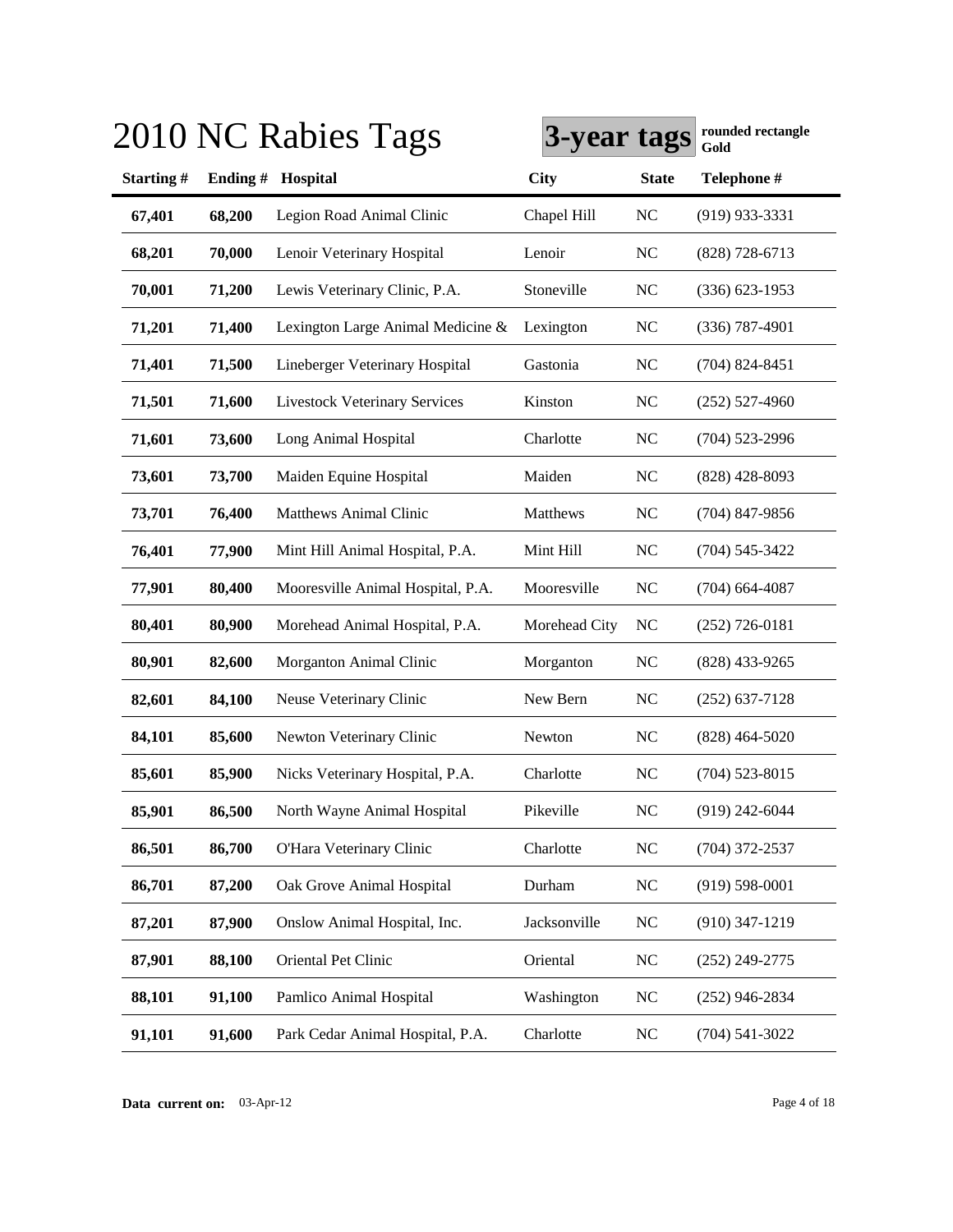# 2010 NC Rabies Tags

**3-year tags** **rounded rectangle Gold**

| Starting # | Ending # | Hospital | City | State | Telephone # |
|---|---|---|---|---|---|
| 67,401 | 68,200 | Legion Road Animal Clinic | Chapel Hill | NC | (919) 933-3331 |
| 68,201 | 70,000 | Lenoir Veterinary Hospital | Lenoir | NC | (828) 728-6713 |
| 70,001 | 71,200 | Lewis Veterinary Clinic, P.A. | Stoneville | NC | (336) 623-1953 |
| 71,201 | 71,400 | Lexington Large Animal Medicine & | Lexington | NC | (336) 787-4901 |
| 71,401 | 71,500 | Lineberger Veterinary Hospital | Gastonia | NC | (704) 824-8451 |
| 71,501 | 71,600 | Livestock Veterinary Services | Kinston | NC | (252) 527-4960 |
| 71,601 | 73,600 | Long Animal Hospital | Charlotte | NC | (704) 523-2996 |
| 73,601 | 73,700 | Maiden Equine Hospital | Maiden | NC | (828) 428-8093 |
| 73,701 | 76,400 | Matthews Animal Clinic | Matthews | NC | (704) 847-9856 |
| 76,401 | 77,900 | Mint Hill Animal Hospital, P.A. | Mint Hill | NC | (704) 545-3422 |
| 77,901 | 80,400 | Mooresville Animal Hospital, P.A. | Mooresville | NC | (704) 664-4087 |
| 80,401 | 80,900 | Morehead Animal Hospital, P.A. | Morehead City | NC | (252) 726-0181 |
| 80,901 | 82,600 | Morganton Animal Clinic | Morganton | NC | (828) 433-9265 |
| 82,601 | 84,100 | Neuse Veterinary Clinic | New Bern | NC | (252) 637-7128 |
| 84,101 | 85,600 | Newton Veterinary Clinic | Newton | NC | (828) 464-5020 |
| 85,601 | 85,900 | Nicks Veterinary Hospital, P.A. | Charlotte | NC | (704) 523-8015 |
| 85,901 | 86,500 | North Wayne Animal Hospital | Pikeville | NC | (919) 242-6044 |
| 86,501 | 86,700 | O'Hara Veterinary Clinic | Charlotte | NC | (704) 372-2537 |
| 86,701 | 87,200 | Oak Grove Animal Hospital | Durham | NC | (919) 598-0001 |
| 87,201 | 87,900 | Onslow Animal Hospital, Inc. | Jacksonville | NC | (910) 347-1219 |
| 87,901 | 88,100 | Oriental Pet Clinic | Oriental | NC | (252) 249-2775 |
| 88,101 | 91,100 | Pamlico Animal Hospital | Washington | NC | (252) 946-2834 |
| 91,101 | 91,600 | Park Cedar Animal Hospital, P.A. | Charlotte | NC | (704) 541-3022 |

**Data current on:** 03-Apr-12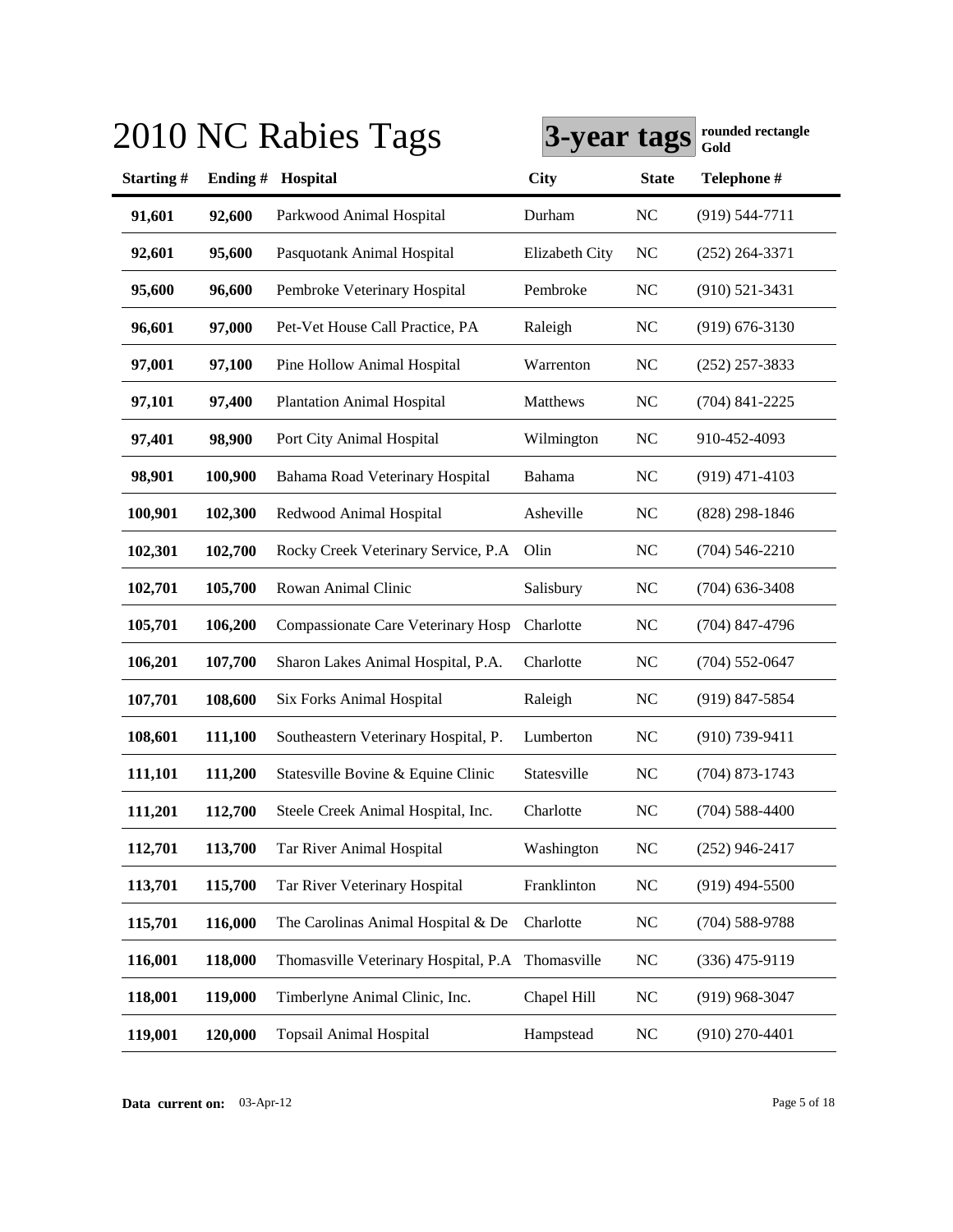# 2010 NC Rabies Tags

**3-year tags** **rounded rectangle Gold**

| Starting # | Ending # | Hospital | City | State | Telephone # |
|---|---|---|---|---|---|
| **91,601** | **92,600** | Parkwood Animal Hospital | Durham | NC | (919) 544-7711 |
| **92,601** | **95,600** | Pasquotank Animal Hospital | Elizabeth City | NC | (252) 264-3371 |
| **95,600** | **96,600** | Pembroke Veterinary Hospital | Pembroke | NC | (910) 521-3431 |
| **96,601** | **97,000** | Pet-Vet House Call Practice, PA | Raleigh | NC | (919) 676-3130 |
| **97,001** | **97,100** | Pine Hollow Animal Hospital | Warrenton | NC | (252) 257-3833 |
| **97,101** | **97,400** | Plantation Animal Hospital | Matthews | NC | (704) 841-2225 |
| **97,401** | **98,900** | Port City Animal Hospital | Wilmington | NC | 910-452-4093 |
| **98,901** | **100,900** | Bahama Road Veterinary Hospital | Bahama | NC | (919) 471-4103 |
| **100,901** | **102,300** | Redwood Animal Hospital | Asheville | NC | (828) 298-1846 |
| **102,301** | **102,700** | Rocky Creek Veterinary Service, P.A | Olin | NC | (704) 546-2210 |
| **102,701** | **105,700** | Rowan Animal Clinic | Salisbury | NC | (704) 636-3408 |
| **105,701** | **106,200** | Compassionate Care Veterinary Hosp | Charlotte | NC | (704) 847-4796 |
| **106,201** | **107,700** | Sharon Lakes Animal Hospital, P.A. | Charlotte | NC | (704) 552-0647 |
| **107,701** | **108,600** | Six Forks Animal Hospital | Raleigh | NC | (919) 847-5854 |
| **108,601** | **111,100** | Southeastern Veterinary Hospital, P. | Lumberton | NC | (910) 739-9411 |
| **111,101** | **111,200** | Statesville Bovine & Equine Clinic | Statesville | NC | (704) 873-1743 |
| **111,201** | **112,700** | Steele Creek Animal Hospital, Inc. | Charlotte | NC | (704) 588-4400 |
| **112,701** | **113,700** | Tar River Animal Hospital | Washington | NC | (252) 946-2417 |
| **113,701** | **115,700** | Tar River Veterinary Hospital | Franklinton | NC | (919) 494-5500 |
| **115,701** | **116,000** | The Carolinas Animal Hospital & De | Charlotte | NC | (704) 588-9788 |
| **116,001** | **118,000** | Thomasville Veterinary Hospital, P.A | Thomasville | NC | (336) 475-9119 |
| **118,001** | **119,000** | Timberlyne Animal Clinic, Inc. | Chapel Hill | NC | (919) 968-3047 |
| **119,001** | **120,000** | Topsail Animal Hospital | Hampstead | NC | (910) 270-4401 |

**Data current on:** 03-Apr-12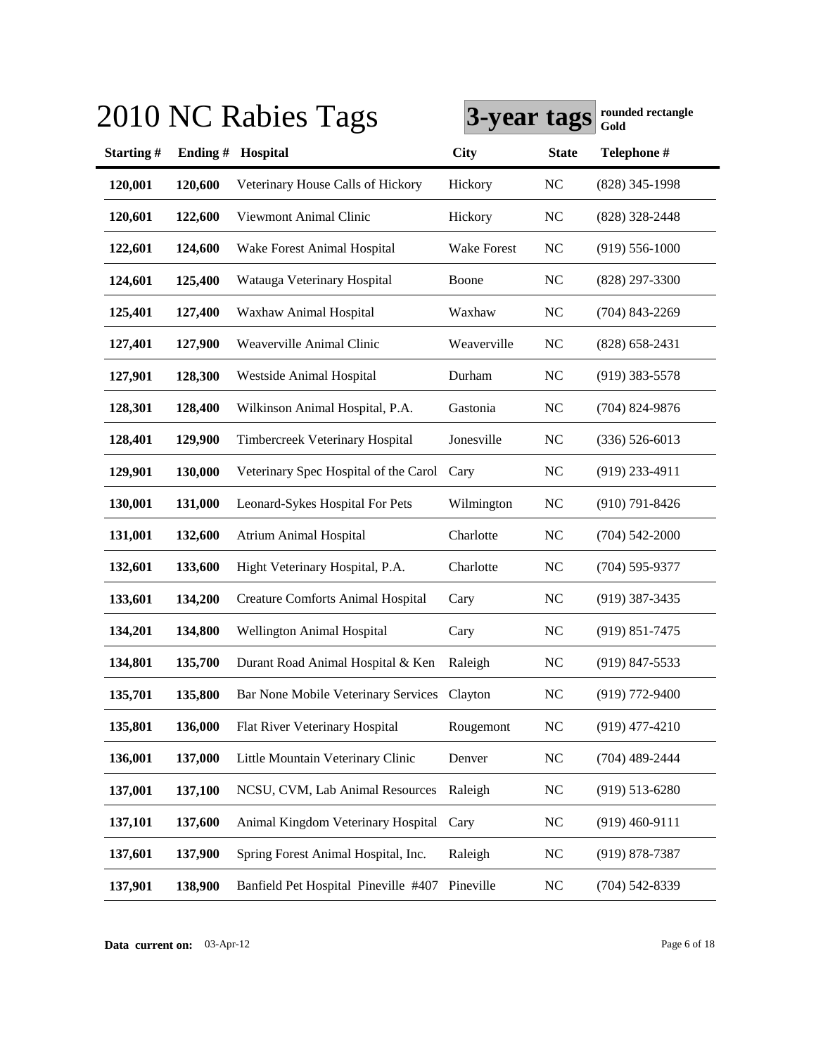# 2010 NC Rabies Tags

**3-year tags** **rounded rectangle Gold**

| Starting # | Ending # | Hospital | City | State | Telephone # |
|---|---|---|---|---|---|
| 120,001 | 120,600 | Veterinary House Calls of Hickory | Hickory | NC | (828) 345-1998 |
| 120,601 | 122,600 | Viewmont Animal Clinic | Hickory | NC | (828) 328-2448 |
| 122,601 | 124,600 | Wake Forest Animal Hospital | Wake Forest | NC | (919) 556-1000 |
| 124,601 | 125,400 | Watauga Veterinary Hospital | Boone | NC | (828) 297-3300 |
| 125,401 | 127,400 | Waxhaw Animal Hospital | Waxhaw | NC | (704) 843-2269 |
| 127,401 | 127,900 | Weaverville Animal Clinic | Weaverville | NC | (828) 658-2431 |
| 127,901 | 128,300 | Westside Animal Hospital | Durham | NC | (919) 383-5578 |
| 128,301 | 128,400 | Wilkinson Animal Hospital, P.A. | Gastonia | NC | (704) 824-9876 |
| 128,401 | 129,900 | Timbercreek Veterinary Hospital | Jonesville | NC | (336) 526-6013 |
| 129,901 | 130,000 | Veterinary Spec Hospital of the Carol | Cary | NC | (919) 233-4911 |
| 130,001 | 131,000 | Leonard-Sykes Hospital For Pets | Wilmington | NC | (910) 791-8426 |
| 131,001 | 132,600 | Atrium Animal Hospital | Charlotte | NC | (704) 542-2000 |
| 132,601 | 133,600 | Hight Veterinary Hospital, P.A. | Charlotte | NC | (704) 595-9377 |
| 133,601 | 134,200 | Creature Comforts Animal Hospital | Cary | NC | (919) 387-3435 |
| 134,201 | 134,800 | Wellington Animal Hospital | Cary | NC | (919) 851-7475 |
| 134,801 | 135,700 | Durant Road Animal Hospital & Ken | Raleigh | NC | (919) 847-5533 |
| 135,701 | 135,800 | Bar None Mobile Veterinary Services | Clayton | NC | (919) 772-9400 |
| 135,801 | 136,000 | Flat River Veterinary Hospital | Rougemont | NC | (919) 477-4210 |
| 136,001 | 137,000 | Little Mountain Veterinary Clinic | Denver | NC | (704) 489-2444 |
| 137,001 | 137,100 | NCSU, CVM, Lab Animal Resources | Raleigh | NC | (919) 513-6280 |
| 137,101 | 137,600 | Animal Kingdom Veterinary Hospital | Cary | NC | (919) 460-9111 |
| 137,601 | 137,900 | Spring Forest Animal Hospital, Inc. | Raleigh | NC | (919) 878-7387 |
| 137,901 | 138,900 | Banfield Pet Hospital Pineville #407 | Pineville | NC | (704) 542-8339 |

**Data current on:** 03-Apr-12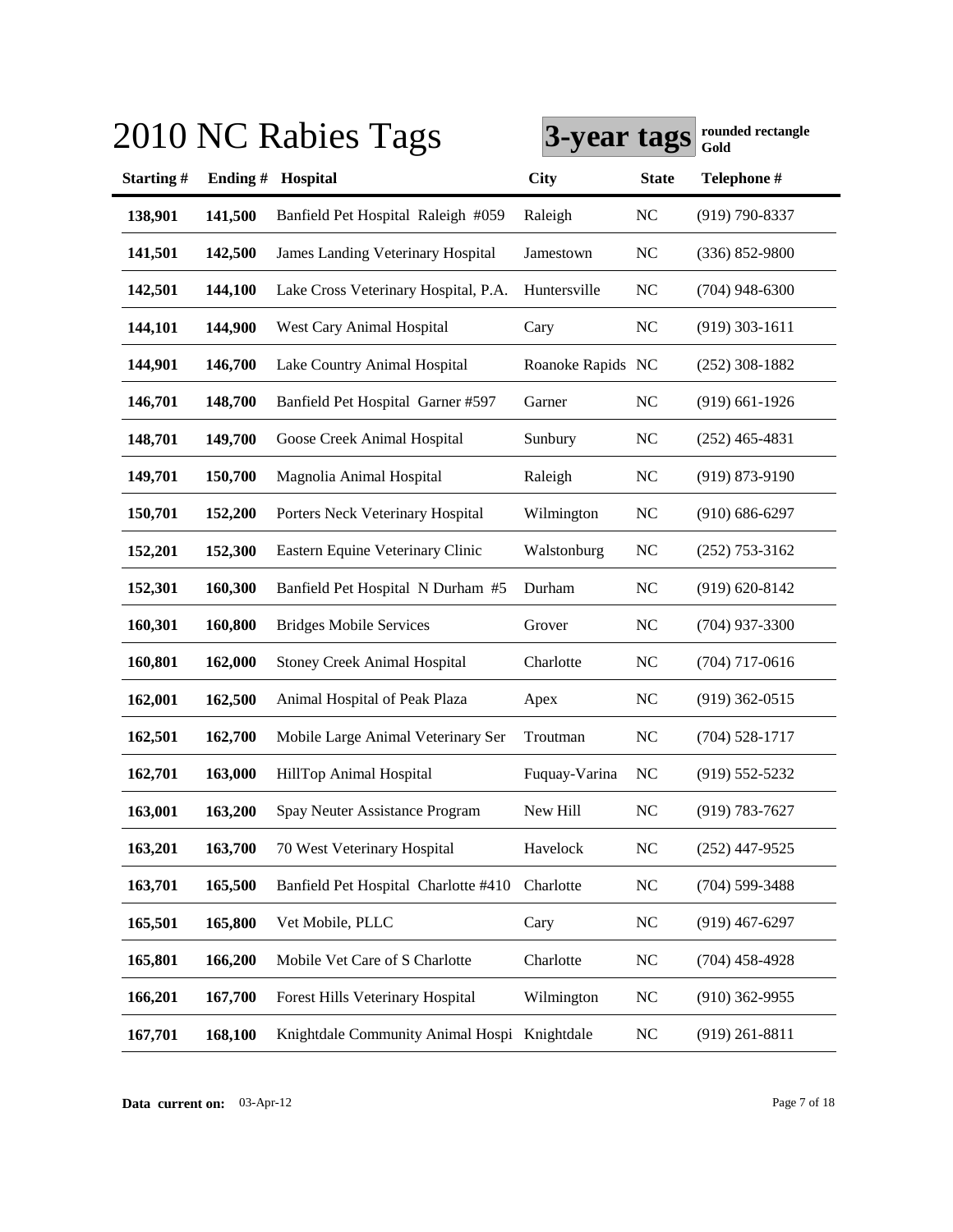# 2010 NC Rabies Tags

**3-year tags** rounded rectangle Gold

| Starting # | Ending # | Hospital | City | State | Telephone # |
|---|---|---|---|---|---|
| 138,901 | 141,500 | Banfield Pet Hospital Raleigh #059 | Raleigh | NC | (919) 790-8337 |
| 141,501 | 142,500 | James Landing Veterinary Hospital | Jamestown | NC | (336) 852-9800 |
| 142,501 | 144,100 | Lake Cross Veterinary Hospital, P.A. | Huntersville | NC | (704) 948-6300 |
| 144,101 | 144,900 | West Cary Animal Hospital | Cary | NC | (919) 303-1611 |
| 144,901 | 146,700 | Lake Country Animal Hospital | Roanoke Rapids | NC | (252) 308-1882 |
| 146,701 | 148,700 | Banfield Pet Hospital Garner #597 | Garner | NC | (919) 661-1926 |
| 148,701 | 149,700 | Goose Creek Animal Hospital | Sunbury | NC | (252) 465-4831 |
| 149,701 | 150,700 | Magnolia Animal Hospital | Raleigh | NC | (919) 873-9190 |
| 150,701 | 152,200 | Porters Neck Veterinary Hospital | Wilmington | NC | (910) 686-6297 |
| 152,201 | 152,300 | Eastern Equine Veterinary Clinic | Walstonburg | NC | (252) 753-3162 |
| 152,301 | 160,300 | Banfield Pet Hospital N Durham #5 | Durham | NC | (919) 620-8142 |
| 160,301 | 160,800 | Bridges Mobile Services | Grover | NC | (704) 937-3300 |
| 160,801 | 162,000 | Stoney Creek Animal Hospital | Charlotte | NC | (704) 717-0616 |
| 162,001 | 162,500 | Animal Hospital of Peak Plaza | Apex | NC | (919) 362-0515 |
| 162,501 | 162,700 | Mobile Large Animal Veterinary Ser | Troutman | NC | (704) 528-1717 |
| 162,701 | 163,000 | HillTop Animal Hospital | Fuquay-Varina | NC | (919) 552-5232 |
| 163,001 | 163,200 | Spay Neuter Assistance Program | New Hill | NC | (919) 783-7627 |
| 163,201 | 163,700 | 70 West Veterinary Hospital | Havelock | NC | (252) 447-9525 |
| 163,701 | 165,500 | Banfield Pet Hospital Charlotte #410 | Charlotte | NC | (704) 599-3488 |
| 165,501 | 165,800 | Vet Mobile, PLLC | Cary | NC | (919) 467-6297 |
| 165,801 | 166,200 | Mobile Vet Care of S Charlotte | Charlotte | NC | (704) 458-4928 |
| 166,201 | 167,700 | Forest Hills Veterinary Hospital | Wilmington | NC | (910) 362-9955 |
| 167,701 | 168,100 | Knightdale Community Animal Hospi | Knightdale | NC | (919) 261-8811 |

**Data current on:** 03-Apr-12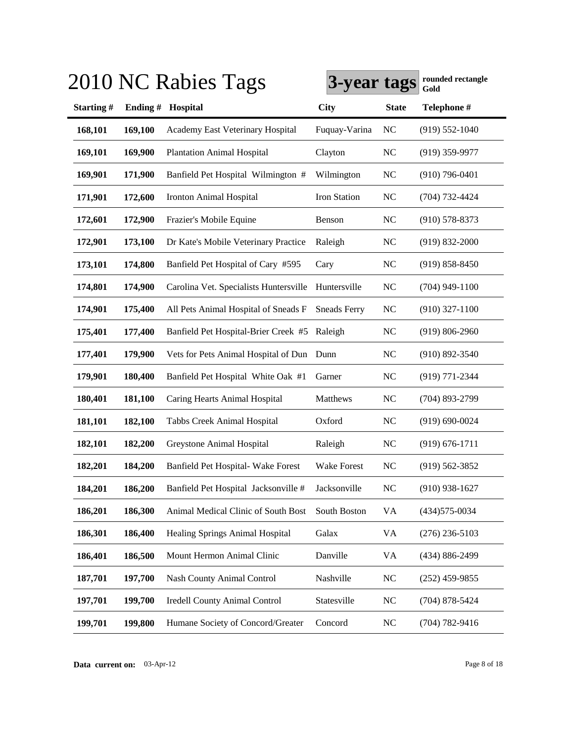# 2010 NC Rabies Tags

**3-year tags** rounded rectangle Gold

| Starting # | Ending # | Hospital | City | State | Telephone # |
|---|---|---|---|---|---|
| **168,101** | **169,100** | Academy East Veterinary Hospital | Fuquay-Varina | NC | (919) 552-1040 |
| **169,101** | **169,900** | Plantation Animal Hospital | Clayton | NC | (919) 359-9977 |
| **169,901** | **171,900** | Banfield Pet Hospital Wilmington # | Wilmington | NC | (910) 796-0401 |
| **171,901** | **172,600** | Ironton Animal Hospital | Iron Station | NC | (704) 732-4424 |
| **172,601** | **172,900** | Frazier's Mobile Equine | Benson | NC | (910) 578-8373 |
| **172,901** | **173,100** | Dr Kate's Mobile Veterinary Practice | Raleigh | NC | (919) 832-2000 |
| **173,101** | **174,800** | Banfield Pet Hospital of Cary #595 | Cary | NC | (919) 858-8450 |
| **174,801** | **174,900** | Carolina Vet. Specialists Huntersville | Huntersville | NC | (704) 949-1100 |
| **174,901** | **175,400** | All Pets Animal Hospital of Sneads F | Sneads Ferry | NC | (910) 327-1100 |
| **175,401** | **177,400** | Banfield Pet Hospital-Brier Creek #5 | Raleigh | NC | (919) 806-2960 |
| **177,401** | **179,900** | Vets for Pets Animal Hospital of Dun | Dunn | NC | (910) 892-3540 |
| **179,901** | **180,400** | Banfield Pet Hospital White Oak #1 | Garner | NC | (919) 771-2344 |
| **180,401** | **181,100** | Caring Hearts Animal Hospital | Matthews | NC | (704) 893-2799 |
| **181,101** | **182,100** | Tabbs Creek Animal Hospital | Oxford | NC | (919) 690-0024 |
| **182,101** | **182,200** | Greystone Animal Hospital | Raleigh | NC | (919) 676-1711 |
| **182,201** | **184,200** | Banfield Pet Hospital- Wake Forest | Wake Forest | NC | (919) 562-3852 |
| **184,201** | **186,200** | Banfield Pet Hospital Jacksonville # | Jacksonville | NC | (910) 938-1627 |
| **186,201** | **186,300** | Animal Medical Clinic of South Bost | South Boston | VA | (434)575-0034 |
| **186,301** | **186,400** | Healing Springs Animal Hospital | Galax | VA | (276) 236-5103 |
| **186,401** | **186,500** | Mount Hermon Animal Clinic | Danville | VA | (434) 886-2499 |
| **187,701** | **197,700** | Nash County Animal Control | Nashville | NC | (252) 459-9855 |
| **197,701** | **199,700** | Iredell County Animal Control | Statesville | NC | (704) 878-5424 |
| **199,701** | **199,800** | Humane Society of Concord/Greater | Concord | NC | (704) 782-9416 |

**Data current on:** 03-Apr-12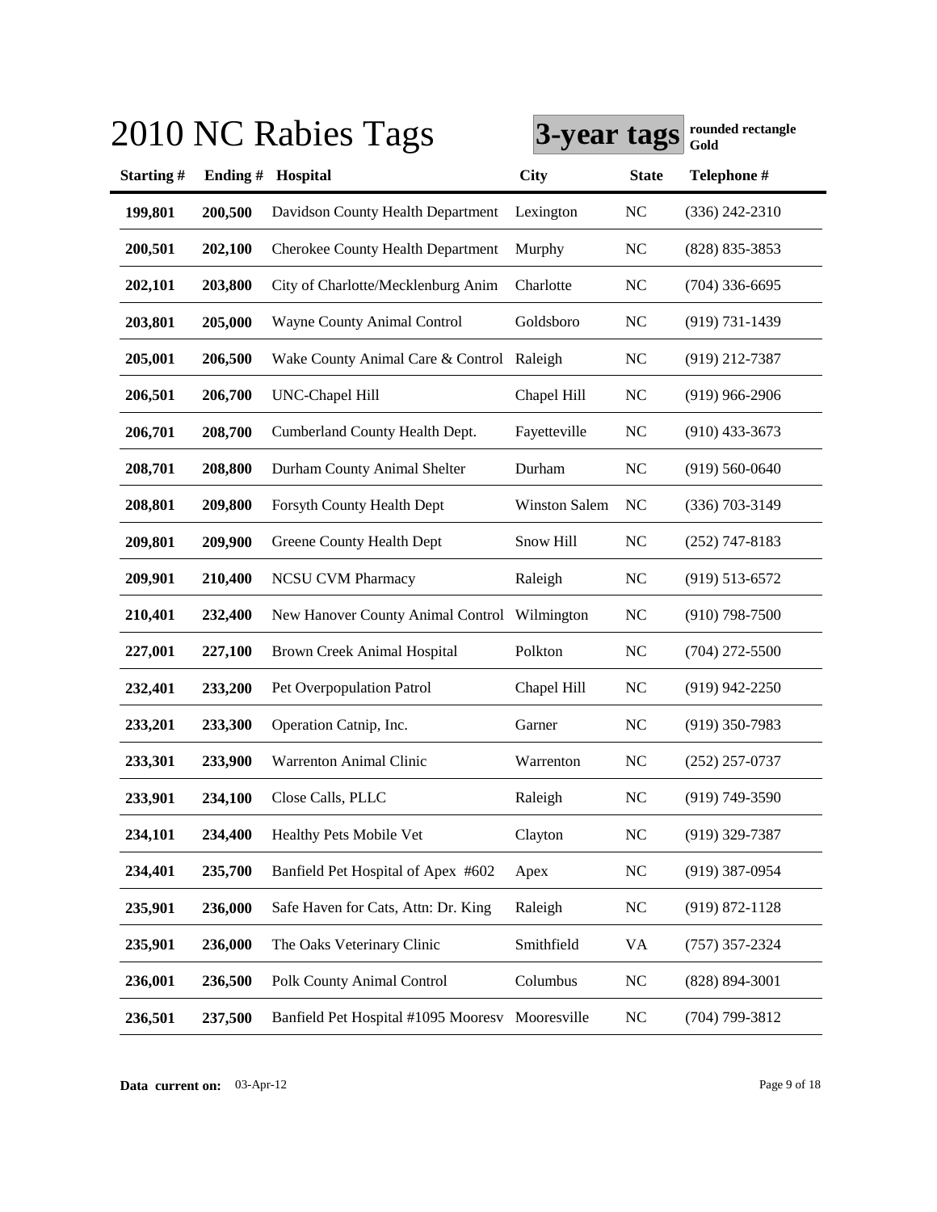# 2010 NC Rabies Tags

**3-year tags** **rounded rectangle Gold**

| Starting # | Ending # | Hospital | City | State | Telephone # |
|---|---|---|---|---|---|
| **199,801** | **200,500** | Davidson County Health Department | Lexington | NC | (336) 242-2310 |
| **200,501** | **202,100** | Cherokee County Health Department | Murphy | NC | (828) 835-3853 |
| **202,101** | **203,800** | City of Charlotte/Mecklenburg Anim | Charlotte | NC | (704) 336-6695 |
| **203,801** | **205,000** | Wayne County Animal Control | Goldsboro | NC | (919) 731-1439 |
| **205,001** | **206,500** | Wake County Animal Care & Control | Raleigh | NC | (919) 212-7387 |
| **206,501** | **206,700** | UNC-Chapel Hill | Chapel Hill | NC | (919) 966-2906 |
| **206,701** | **208,700** | Cumberland County Health Dept. | Fayetteville | NC | (910) 433-3673 |
| **208,701** | **208,800** | Durham County Animal Shelter | Durham | NC | (919) 560-0640 |
| **208,801** | **209,800** | Forsyth County Health Dept | Winston Salem | NC | (336) 703-3149 |
| **209,801** | **209,900** | Greene County Health Dept | Snow Hill | NC | (252) 747-8183 |
| **209,901** | **210,400** | NCSU CVM Pharmacy | Raleigh | NC | (919) 513-6572 |
| **210,401** | **232,400** | New Hanover County Animal Control | Wilmington | NC | (910) 798-7500 |
| **227,001** | **227,100** | Brown Creek Animal Hospital | Polkton | NC | (704) 272-5500 |
| **232,401** | **233,200** | Pet Overpopulation Patrol | Chapel Hill | NC | (919) 942-2250 |
| **233,201** | **233,300** | Operation Catnip, Inc. | Garner | NC | (919) 350-7983 |
| **233,301** | **233,900** | Warrenton Animal Clinic | Warrenton | NC | (252) 257-0737 |
| **233,901** | **234,100** | Close Calls, PLLC | Raleigh | NC | (919) 749-3590 |
| **234,101** | **234,400** | Healthy Pets Mobile Vet | Clayton | NC | (919) 329-7387 |
| **234,401** | **235,700** | Banfield Pet Hospital of Apex #602 | Apex | NC | (919) 387-0954 |
| **235,901** | **236,000** | Safe Haven for Cats, Attn: Dr. King | Raleigh | NC | (919) 872-1128 |
| **235,901** | **236,000** | The Oaks Veterinary Clinic | Smithfield | VA | (757) 357-2324 |
| **236,001** | **236,500** | Polk County Animal Control | Columbus | NC | (828) 894-3001 |
| **236,501** | **237,500** | Banfield Pet Hospital #1095 Mooresv | Mooresville | NC | (704) 799-3812 |

**Data current on:** 03-Apr-12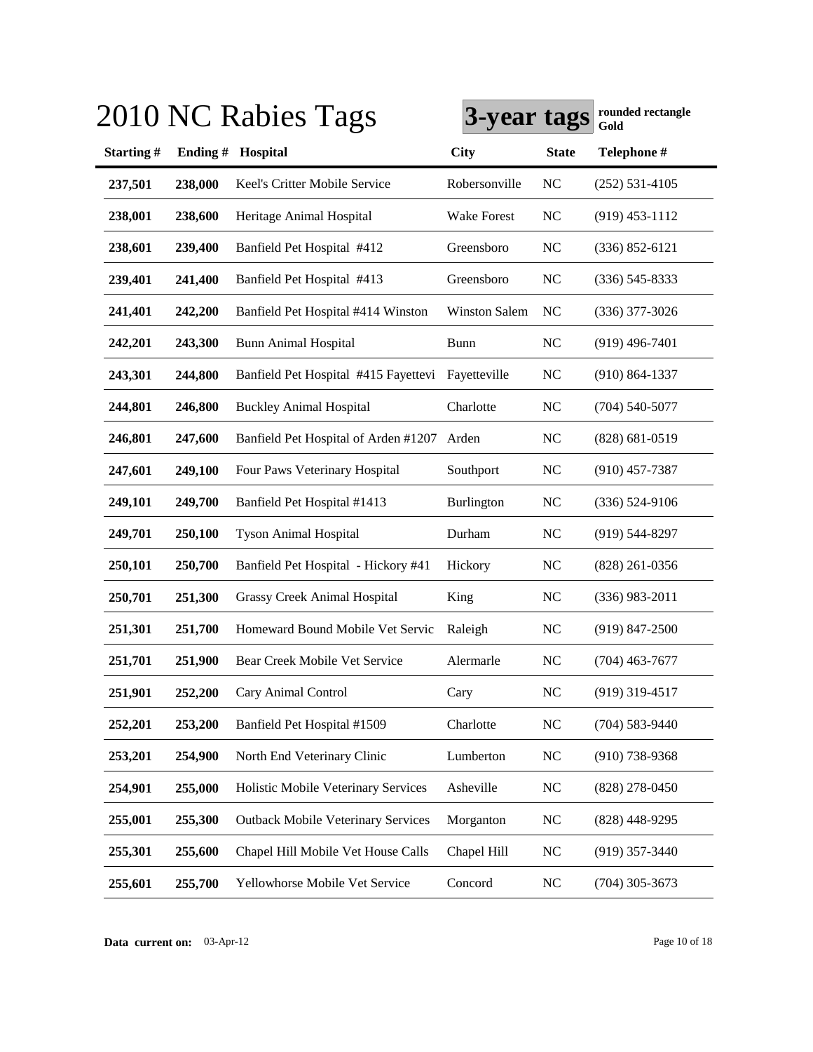# 2010 NC Rabies Tags

**3-year tags** **rounded rectangle Gold**

| Starting # | Ending # | Hospital | City | State | Telephone # |
|---|---|---|---|---|---|
| **237,501** | **238,000** | Keel's Critter Mobile Service | Robersonville | NC | (252) 531-4105 |
| **238,001** | **238,600** | Heritage Animal Hospital | Wake Forest | NC | (919) 453-1112 |
| **238,601** | **239,400** | Banfield Pet Hospital #412 | Greensboro | NC | (336) 852-6121 |
| **239,401** | **241,400** | Banfield Pet Hospital #413 | Greensboro | NC | (336) 545-8333 |
| **241,401** | **242,200** | Banfield Pet Hospital #414 Winston | Winston Salem | NC | (336) 377-3026 |
| **242,201** | **243,300** | Bunn Animal Hospital | Bunn | NC | (919) 496-7401 |
| **243,301** | **244,800** | Banfield Pet Hospital #415 Fayettevi | Fayetteville | NC | (910) 864-1337 |
| **244,801** | **246,800** | Buckley Animal Hospital | Charlotte | NC | (704) 540-5077 |
| **246,801** | **247,600** | Banfield Pet Hospital of Arden #1207 | Arden | NC | (828) 681-0519 |
| **247,601** | **249,100** | Four Paws Veterinary Hospital | Southport | NC | (910) 457-7387 |
| **249,101** | **249,700** | Banfield Pet Hospital #1413 | Burlington | NC | (336) 524-9106 |
| **249,701** | **250,100** | Tyson Animal Hospital | Durham | NC | (919) 544-8297 |
| **250,101** | **250,700** | Banfield Pet Hospital - Hickory #41 | Hickory | NC | (828) 261-0356 |
| **250,701** | **251,300** | Grassy Creek Animal Hospital | King | NC | (336) 983-2011 |
| **251,301** | **251,700** | Homeward Bound Mobile Vet Servic | Raleigh | NC | (919) 847-2500 |
| **251,701** | **251,900** | Bear Creek Mobile Vet Service | Alermarle | NC | (704) 463-7677 |
| **251,901** | **252,200** | Cary Animal Control | Cary | NC | (919) 319-4517 |
| **252,201** | **253,200** | Banfield Pet Hospital #1509 | Charlotte | NC | (704) 583-9440 |
| **253,201** | **254,900** | North End Veterinary Clinic | Lumberton | NC | (910) 738-9368 |
| **254,901** | **255,000** | Holistic Mobile Veterinary Services | Asheville | NC | (828) 278-0450 |
| **255,001** | **255,300** | Outback Mobile Veterinary Services | Morganton | NC | (828) 448-9295 |
| **255,301** | **255,600** | Chapel Hill Mobile Vet House Calls | Chapel Hill | NC | (919) 357-3440 |
| **255,601** | **255,700** | Yellowhorse Mobile Vet Service | Concord | NC | (704) 305-3673 |

**Data current on:** 03-Apr-12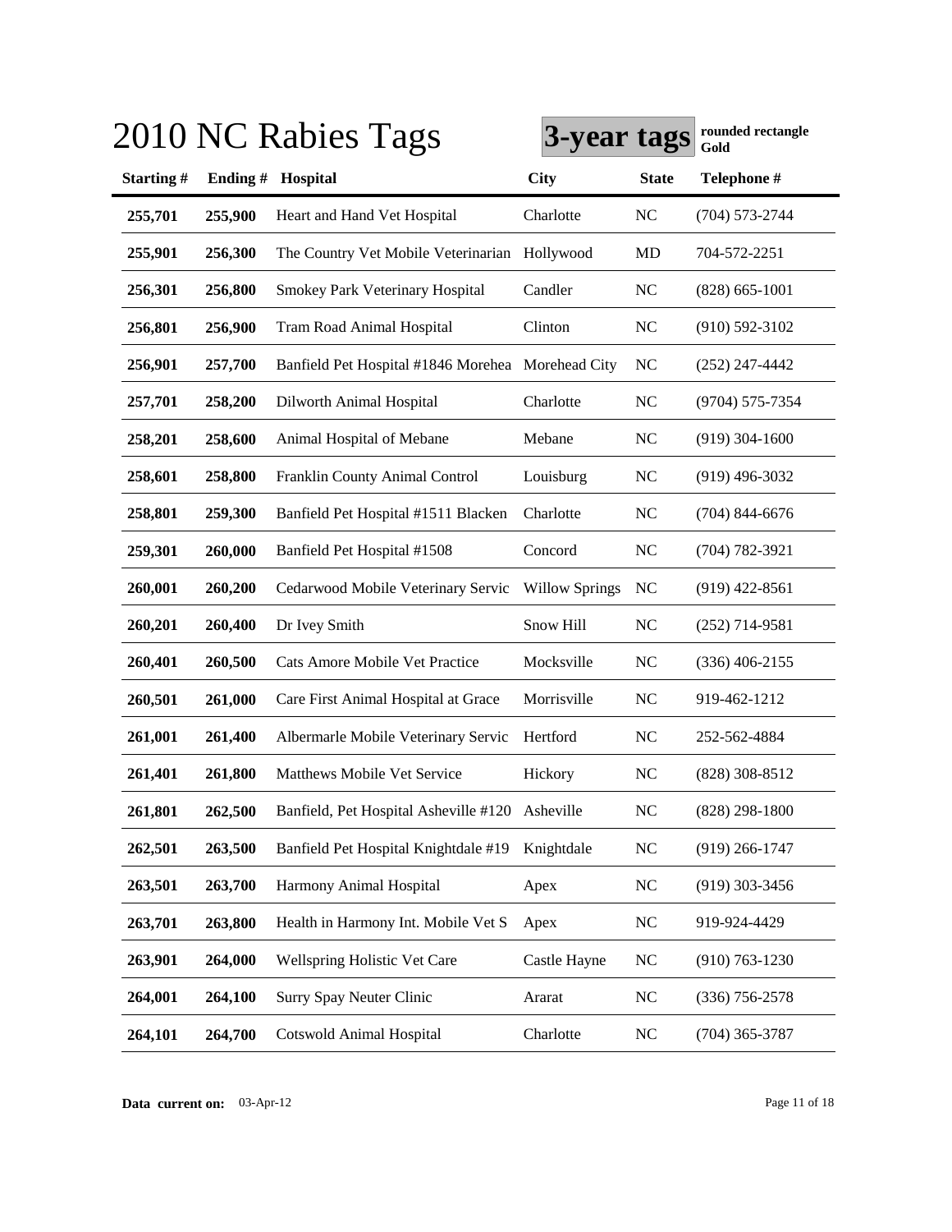# 2010 NC Rabies Tags

**3-year tags** **rounded rectangle Gold**

| Starting # | Ending # | Hospital | City | State | Telephone # |
|---|---|---|---|---|---|
| 255,701 | 255,900 | Heart and Hand Vet Hospital | Charlotte | NC | (704) 573-2744 |
| 255,901 | 256,300 | The Country Vet Mobile Veterinarian | Hollywood | MD | 704-572-2251 |
| 256,301 | 256,800 | Smokey Park Veterinary Hospital | Candler | NC | (828) 665-1001 |
| 256,801 | 256,900 | Tram Road Animal Hospital | Clinton | NC | (910) 592-3102 |
| 256,901 | 257,700 | Banfield Pet Hospital #1846 Morehea | Morehead City | NC | (252) 247-4442 |
| 257,701 | 258,200 | Dilworth Animal Hospital | Charlotte | NC | (9704) 575-7354 |
| 258,201 | 258,600 | Animal Hospital of Mebane | Mebane | NC | (919) 304-1600 |
| 258,601 | 258,800 | Franklin County Animal Control | Louisburg | NC | (919) 496-3032 |
| 258,801 | 259,300 | Banfield Pet Hospital #1511 Blacken | Charlotte | NC | (704) 844-6676 |
| 259,301 | 260,000 | Banfield Pet Hospital #1508 | Concord | NC | (704) 782-3921 |
| 260,001 | 260,200 | Cedarwood Mobile Veterinary Servic | Willow Springs | NC | (919) 422-8561 |
| 260,201 | 260,400 | Dr Ivey Smith | Snow Hill | NC | (252) 714-9581 |
| 260,401 | 260,500 | Cats Amore Mobile Vet Practice | Mocksville | NC | (336) 406-2155 |
| 260,501 | 261,000 | Care First Animal Hospital at Grace | Morrisville | NC | 919-462-1212 |
| 261,001 | 261,400 | Albermarle Mobile Veterinary Servic | Hertford | NC | 252-562-4884 |
| 261,401 | 261,800 | Matthews Mobile Vet Service | Hickory | NC | (828) 308-8512 |
| 261,801 | 262,500 | Banfield, Pet Hospital Asheville #120 | Asheville | NC | (828) 298-1800 |
| 262,501 | 263,500 | Banfield Pet Hospital Knightdale #19 | Knightdale | NC | (919) 266-1747 |
| 263,501 | 263,700 | Harmony Animal Hospital | Apex | NC | (919) 303-3456 |
| 263,701 | 263,800 | Health in Harmony Int. Mobile Vet S | Apex | NC | 919-924-4429 |
| 263,901 | 264,000 | Wellspring Holistic Vet Care | Castle Hayne | NC | (910) 763-1230 |
| 264,001 | 264,100 | Surry Spay Neuter Clinic | Ararat | NC | (336) 756-2578 |
| 264,101 | 264,700 | Cotswold Animal Hospital | Charlotte | NC | (704) 365-3787 |

**Data current on:** 03-Apr-12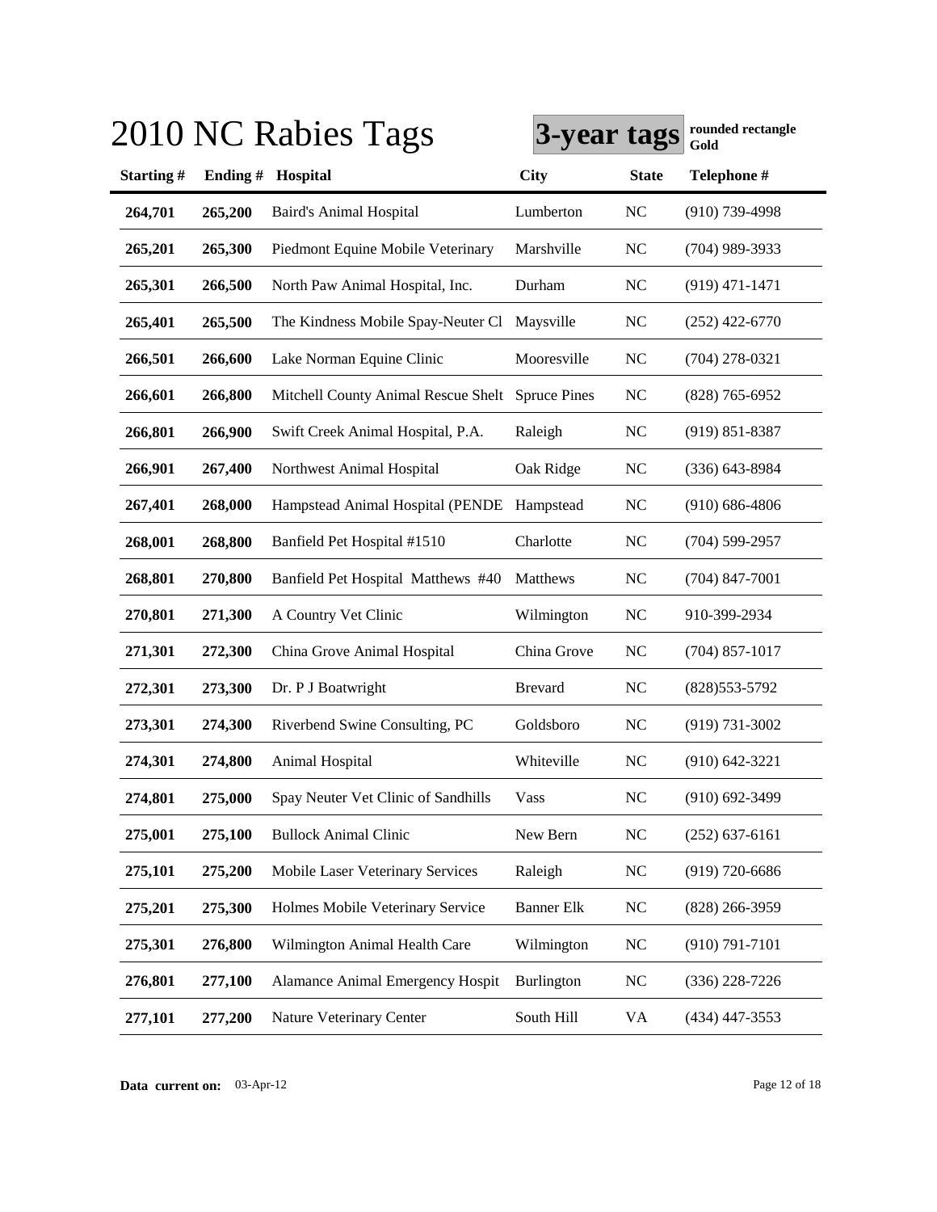# 2010 NC Rabies Tags

**3-year tags** **rounded rectangle Gold**

| Starting # | Ending # | Hospital | City | State | Telephone # |
|---|---|---|---|---|---|
| 264,701 | 265,200 | Baird's Animal Hospital | Lumberton | NC | (910) 739-4998 |
| 265,201 | 265,300 | Piedmont Equine Mobile Veterinary | Marshville | NC | (704) 989-3933 |
| 265,301 | 266,500 | North Paw Animal Hospital, Inc. | Durham | NC | (919) 471-1471 |
| 265,401 | 265,500 | The Kindness Mobile Spay-Neuter Cl | Maysville | NC | (252) 422-6770 |
| 266,501 | 266,600 | Lake Norman Equine Clinic | Mooresville | NC | (704) 278-0321 |
| 266,601 | 266,800 | Mitchell County Animal Rescue Shelt | Spruce Pines | NC | (828) 765-6952 |
| 266,801 | 266,900 | Swift Creek Animal Hospital, P.A. | Raleigh | NC | (919) 851-8387 |
| 266,901 | 267,400 | Northwest Animal Hospital | Oak Ridge | NC | (336) 643-8984 |
| 267,401 | 268,000 | Hampstead Animal Hospital (PENDE | Hampstead | NC | (910) 686-4806 |
| 268,001 | 268,800 | Banfield Pet Hospital #1510 | Charlotte | NC | (704) 599-2957 |
| 268,801 | 270,800 | Banfield Pet Hospital Matthews #40 | Matthews | NC | (704) 847-7001 |
| 270,801 | 271,300 | A Country Vet Clinic | Wilmington | NC | 910-399-2934 |
| 271,301 | 272,300 | China Grove Animal Hospital | China Grove | NC | (704) 857-1017 |
| 272,301 | 273,300 | Dr. P J Boatwright | Brevard | NC | (828)553-5792 |
| 273,301 | 274,300 | Riverbend Swine Consulting, PC | Goldsboro | NC | (919) 731-3002 |
| 274,301 | 274,800 | Animal Hospital | Whiteville | NC | (910) 642-3221 |
| 274,801 | 275,000 | Spay Neuter Vet Clinic of Sandhills | Vass | NC | (910) 692-3499 |
| 275,001 | 275,100 | Bullock Animal Clinic | New Bern | NC | (252) 637-6161 |
| 275,101 | 275,200 | Mobile Laser Veterinary Services | Raleigh | NC | (919) 720-6686 |
| 275,201 | 275,300 | Holmes Mobile Veterinary Service | Banner Elk | NC | (828) 266-3959 |
| 275,301 | 276,800 | Wilmington Animal Health Care | Wilmington | NC | (910) 791-7101 |
| 276,801 | 277,100 | Alamance Animal Emergency Hospit | Burlington | NC | (336) 228-7226 |
| 277,101 | 277,200 | Nature Veterinary Center | South Hill | VA | (434) 447-3553 |

**Data current on:** 03-Apr-12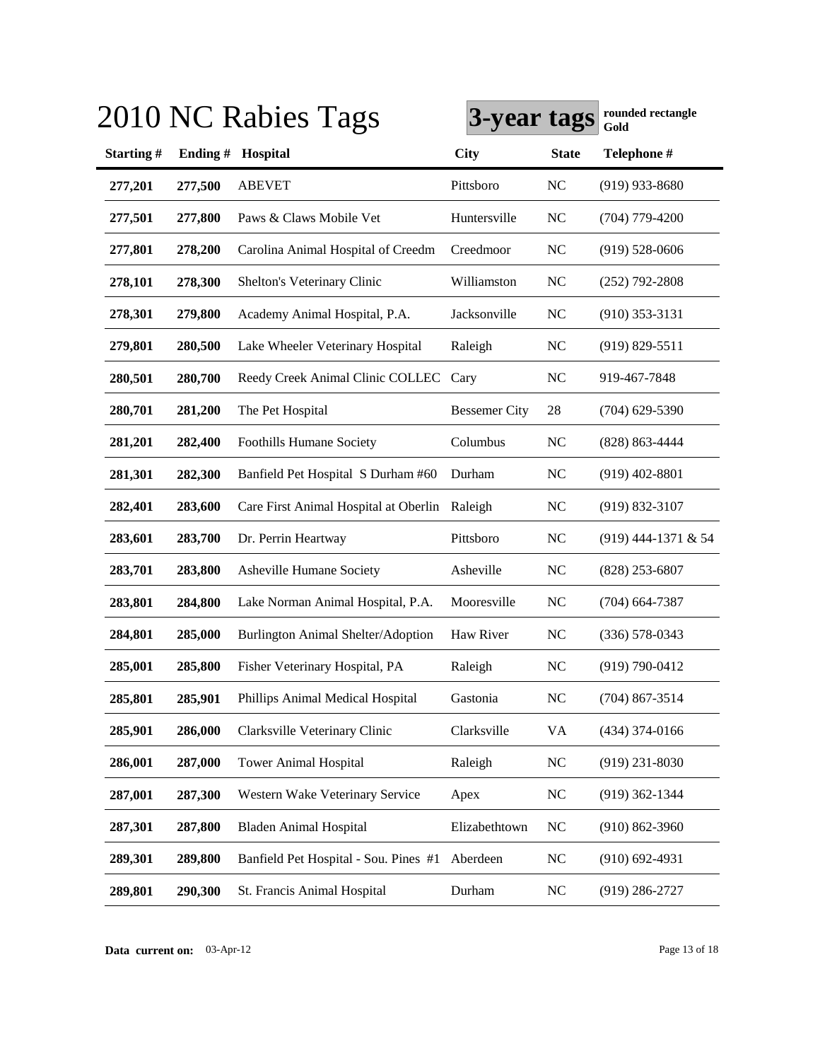# 2010 NC Rabies Tags

**3-year tags** **rounded rectangle Gold**

| Starting # | Ending # | Hospital | City | State | Telephone # |
|---|---|---|---|---|---|
| **277,201** | **277,500** | ABEVET | Pittsboro | NC | (919) 933-8680 |
| **277,501** | **277,800** | Paws & Claws Mobile Vet | Huntersville | NC | (704) 779-4200 |
| **277,801** | **278,200** | Carolina Animal Hospital of Creedm | Creedmoor | NC | (919) 528-0606 |
| **278,101** | **278,300** | Shelton's Veterinary Clinic | Williamston | NC | (252) 792-2808 |
| **278,301** | **279,800** | Academy Animal Hospital, P.A. | Jacksonville | NC | (910) 353-3131 |
| **279,801** | **280,500** | Lake Wheeler Veterinary Hospital | Raleigh | NC | (919) 829-5511 |
| **280,501** | **280,700** | Reedy Creek Animal Clinic COLLEC | Cary | NC | 919-467-7848 |
| **280,701** | **281,200** | The Pet Hospital | Bessemer City | 28 | (704) 629-5390 |
| **281,201** | **282,400** | Foothills Humane Society | Columbus | NC | (828) 863-4444 |
| **281,301** | **282,300** | Banfield Pet Hospital S Durham #60 | Durham | NC | (919) 402-8801 |
| **282,401** | **283,600** | Care First Animal Hospital at Oberlin | Raleigh | NC | (919) 832-3107 |
| **283,601** | **283,700** | Dr. Perrin Heartway | Pittsboro | NC | (919) 444-1371 & 54 |
| **283,701** | **283,800** | Asheville Humane Society | Asheville | NC | (828) 253-6807 |
| **283,801** | **284,800** | Lake Norman Animal Hospital, P.A. | Mooresville | NC | (704) 664-7387 |
| **284,801** | **285,000** | Burlington Animal Shelter/Adoption | Haw River | NC | (336) 578-0343 |
| **285,001** | **285,800** | Fisher Veterinary Hospital, PA | Raleigh | NC | (919) 790-0412 |
| **285,801** | **285,901** | Phillips Animal Medical Hospital | Gastonia | NC | (704) 867-3514 |
| **285,901** | **286,000** | Clarksville Veterinary Clinic | Clarksville | VA | (434) 374-0166 |
| **286,001** | **287,000** | Tower Animal Hospital | Raleigh | NC | (919) 231-8030 |
| **287,001** | **287,300** | Western Wake Veterinary Service | Apex | NC | (919) 362-1344 |
| **287,301** | **287,800** | Bladen Animal Hospital | Elizabethtown | NC | (910) 862-3960 |
| **289,301** | **289,800** | Banfield Pet Hospital - Sou. Pines #1 | Aberdeen | NC | (910) 692-4931 |
| **289,801** | **290,300** | St. Francis Animal Hospital | Durham | NC | (919) 286-2727 |

**Data current on:** 03-Apr-12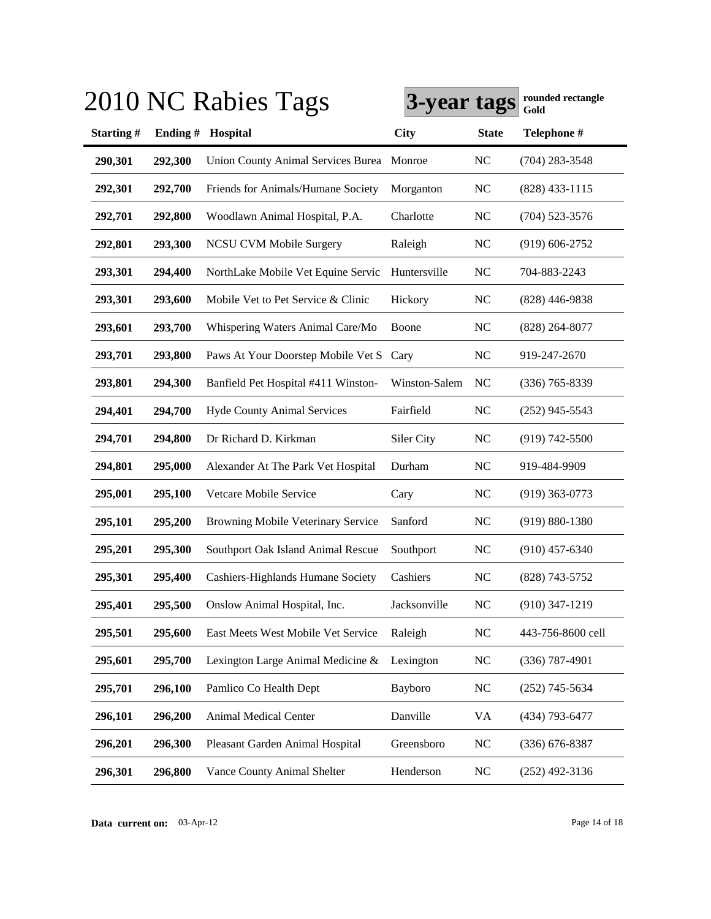# 2010 NC Rabies Tags

**3-year tags** **rounded rectangle Gold**

| Starting # | Ending # | Hospital | City | State | Telephone # |
|---|---|---|---|---|---|
| 290,301 | 292,300 | Union County Animal Services Burea | Monroe | NC | (704) 283-3548 |
| 292,301 | 292,700 | Friends for Animals/Humane Society | Morganton | NC | (828) 433-1115 |
| 292,701 | 292,800 | Woodlawn Animal Hospital, P.A. | Charlotte | NC | (704) 523-3576 |
| 292,801 | 293,300 | NCSU CVM Mobile Surgery | Raleigh | NC | (919) 606-2752 |
| 293,301 | 294,400 | NorthLake Mobile Vet Equine Servic | Huntersville | NC | 704-883-2243 |
| 293,301 | 293,600 | Mobile Vet to Pet Service & Clinic | Hickory | NC | (828) 446-9838 |
| 293,601 | 293,700 | Whispering Waters Animal Care/Mo | Boone | NC | (828) 264-8077 |
| 293,701 | 293,800 | Paws At Your Doorstep Mobile Vet S | Cary | NC | 919-247-2670 |
| 293,801 | 294,300 | Banfield Pet Hospital #411 Winston- | Winston-Salem | NC | (336) 765-8339 |
| 294,401 | 294,700 | Hyde County Animal Services | Fairfield | NC | (252) 945-5543 |
| 294,701 | 294,800 | Dr Richard D. Kirkman | Siler City | NC | (919) 742-5500 |
| 294,801 | 295,000 | Alexander At The Park Vet Hospital | Durham | NC | 919-484-9909 |
| 295,001 | 295,100 | Vetcare Mobile Service | Cary | NC | (919) 363-0773 |
| 295,101 | 295,200 | Browning Mobile Veterinary Service | Sanford | NC | (919) 880-1380 |
| 295,201 | 295,300 | Southport Oak Island Animal Rescue | Southport | NC | (910) 457-6340 |
| 295,301 | 295,400 | Cashiers-Highlands Humane Society | Cashiers | NC | (828) 743-5752 |
| 295,401 | 295,500 | Onslow Animal Hospital, Inc. | Jacksonville | NC | (910) 347-1219 |
| 295,501 | 295,600 | East Meets West Mobile Vet Service | Raleigh | NC | 443-756-8600 cell |
| 295,601 | 295,700 | Lexington Large Animal Medicine & | Lexington | NC | (336) 787-4901 |
| 295,701 | 296,100 | Pamlico Co Health Dept | Bayboro | NC | (252) 745-5634 |
| 296,101 | 296,200 | Animal Medical Center | Danville | VA | (434) 793-6477 |
| 296,201 | 296,300 | Pleasant Garden Animal Hospital | Greensboro | NC | (336) 676-8387 |
| 296,301 | 296,800 | Vance County Animal Shelter | Henderson | NC | (252) 492-3136 |

**Data current on:** 03-Apr-12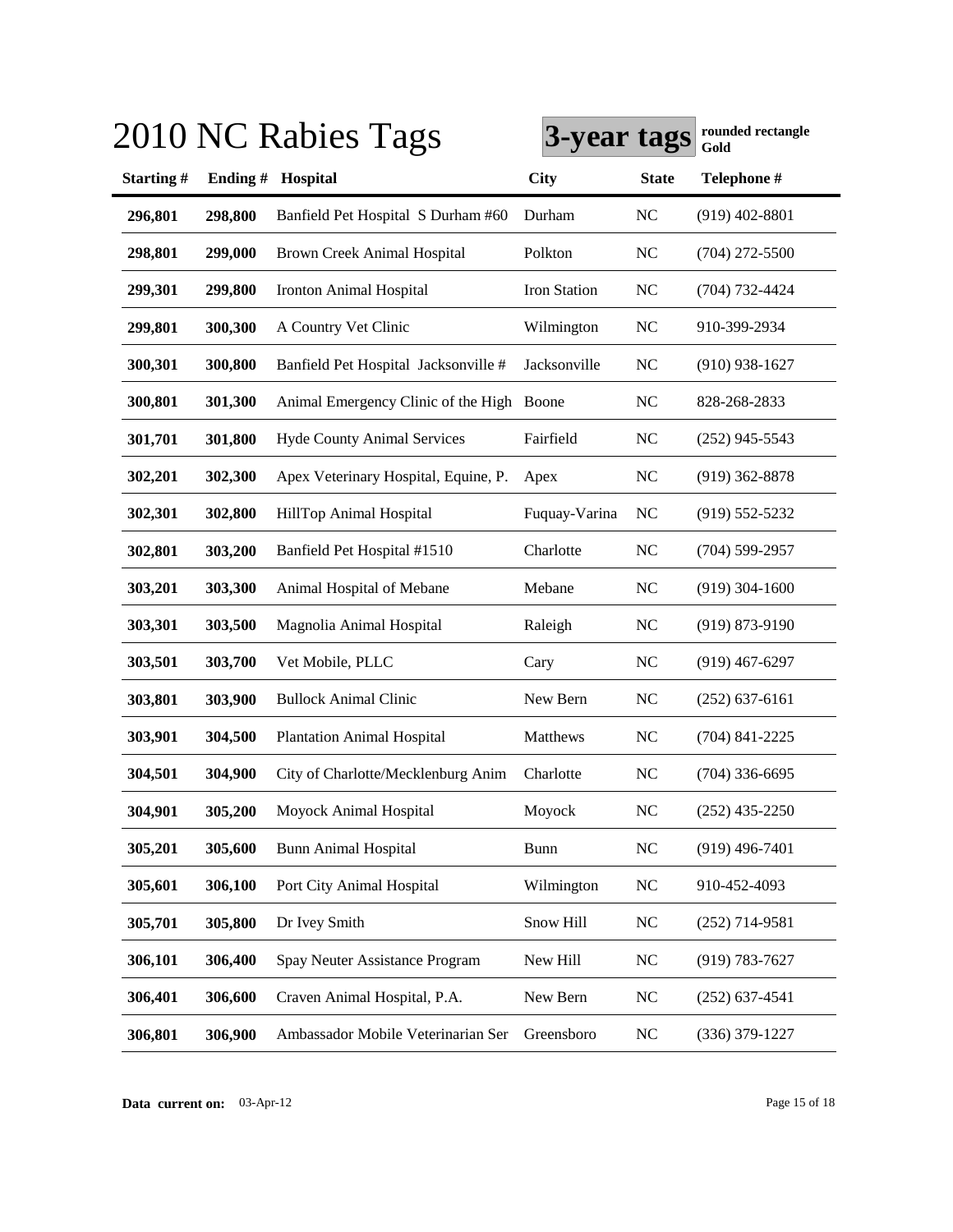# 2010 NC Rabies Tags

**3-year tags** **rounded rectangle Gold**

| Starting # | Ending # | Hospital | City | State | Telephone # |
|---|---|---|---|---|---|
| **296,801** | **298,800** | Banfield Pet Hospital S Durham #60 | Durham | NC | (919) 402-8801 |
| **298,801** | **299,000** | Brown Creek Animal Hospital | Polkton | NC | (704) 272-5500 |
| **299,301** | **299,800** | Ironton Animal Hospital | Iron Station | NC | (704) 732-4424 |
| **299,801** | **300,300** | A Country Vet Clinic | Wilmington | NC | 910-399-2934 |
| **300,301** | **300,800** | Banfield Pet Hospital Jacksonville # | Jacksonville | NC | (910) 938-1627 |
| **300,801** | **301,300** | Animal Emergency Clinic of the High | Boone | NC | 828-268-2833 |
| **301,701** | **301,800** | Hyde County Animal Services | Fairfield | NC | (252) 945-5543 |
| **302,201** | **302,300** | Apex Veterinary Hospital, Equine, P. | Apex | NC | (919) 362-8878 |
| **302,301** | **302,800** | HillTop Animal Hospital | Fuquay-Varina | NC | (919) 552-5232 |
| **302,801** | **303,200** | Banfield Pet Hospital #1510 | Charlotte | NC | (704) 599-2957 |
| **303,201** | **303,300** | Animal Hospital of Mebane | Mebane | NC | (919) 304-1600 |
| **303,301** | **303,500** | Magnolia Animal Hospital | Raleigh | NC | (919) 873-9190 |
| **303,501** | **303,700** | Vet Mobile, PLLC | Cary | NC | (919) 467-6297 |
| **303,801** | **303,900** | Bullock Animal Clinic | New Bern | NC | (252) 637-6161 |
| **303,901** | **304,500** | Plantation Animal Hospital | Matthews | NC | (704) 841-2225 |
| **304,501** | **304,900** | City of Charlotte/Mecklenburg Anim | Charlotte | NC | (704) 336-6695 |
| **304,901** | **305,200** | Moyock Animal Hospital | Moyock | NC | (252) 435-2250 |
| **305,201** | **305,600** | Bunn Animal Hospital | Bunn | NC | (919) 496-7401 |
| **305,601** | **306,100** | Port City Animal Hospital | Wilmington | NC | 910-452-4093 |
| **305,701** | **305,800** | Dr Ivey Smith | Snow Hill | NC | (252) 714-9581 |
| **306,101** | **306,400** | Spay Neuter Assistance Program | New Hill | NC | (919) 783-7627 |
| **306,401** | **306,600** | Craven Animal Hospital, P.A. | New Bern | NC | (252) 637-4541 |
| **306,801** | **306,900** | Ambassador Mobile Veterinarian Ser | Greensboro | NC | (336) 379-1227 |

**Data current on:** 03-Apr-12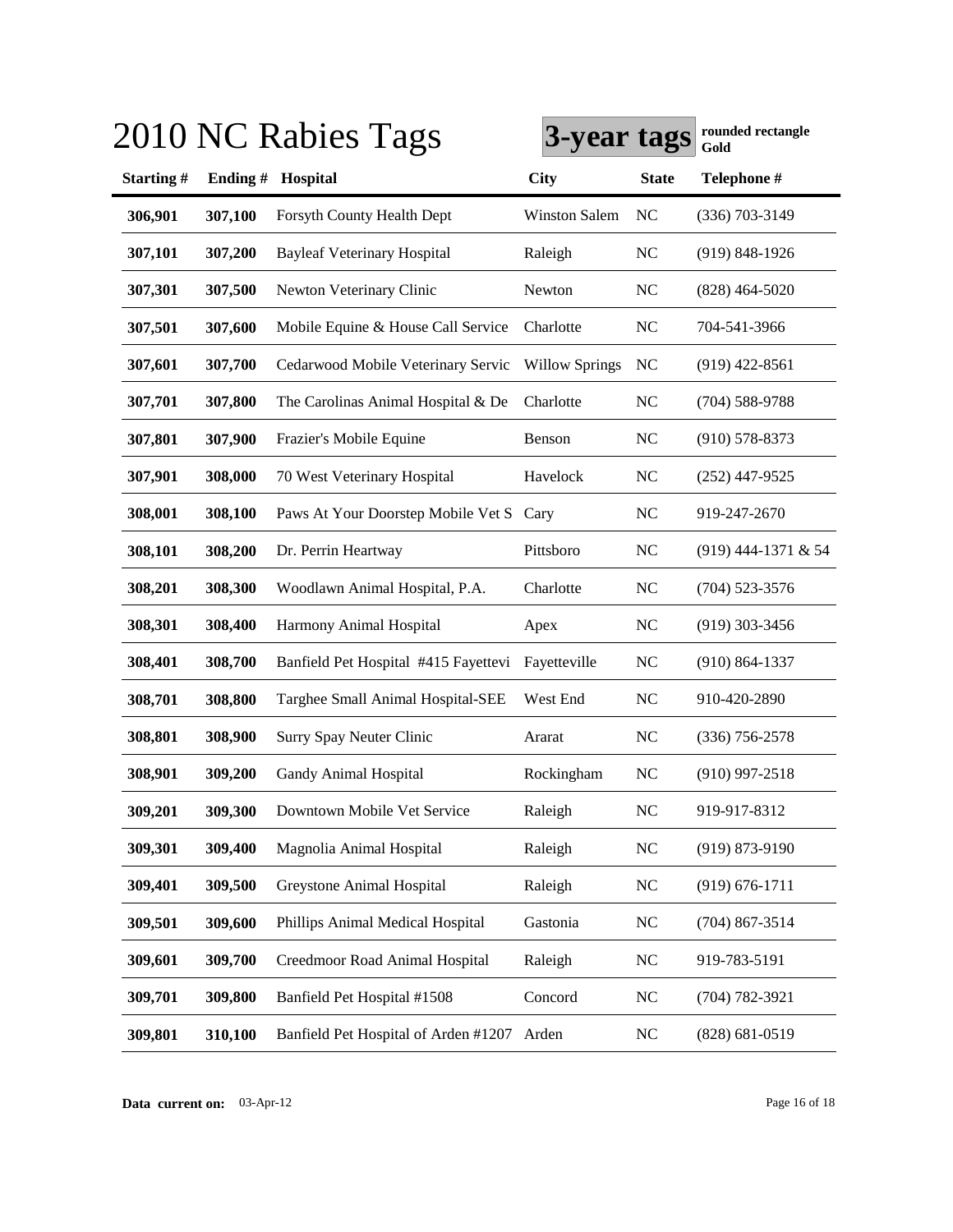# 2010 NC Rabies Tags

**3-year tags** **rounded rectangle Gold**

| Starting # | Ending # | Hospital | City | State | Telephone # |
|---|---|---|---|---|---|
| 306,901 | 307,100 | Forsyth County Health Dept | Winston Salem | NC | (336) 703-3149 |
| 307,101 | 307,200 | Bayleaf Veterinary Hospital | Raleigh | NC | (919) 848-1926 |
| 307,301 | 307,500 | Newton Veterinary Clinic | Newton | NC | (828) 464-5020 |
| 307,501 | 307,600 | Mobile Equine & House Call Service | Charlotte | NC | 704-541-3966 |
| 307,601 | 307,700 | Cedarwood Mobile Veterinary Servic | Willow Springs | NC | (919) 422-8561 |
| 307,701 | 307,800 | The Carolinas Animal Hospital & De | Charlotte | NC | (704) 588-9788 |
| 307,801 | 307,900 | Frazier's Mobile Equine | Benson | NC | (910) 578-8373 |
| 307,901 | 308,000 | 70 West Veterinary Hospital | Havelock | NC | (252) 447-9525 |
| 308,001 | 308,100 | Paws At Your Doorstep Mobile Vet S | Cary | NC | 919-247-2670 |
| 308,101 | 308,200 | Dr. Perrin Heartway | Pittsboro | NC | (919) 444-1371 & 54 |
| 308,201 | 308,300 | Woodlawn Animal Hospital, P.A. | Charlotte | NC | (704) 523-3576 |
| 308,301 | 308,400 | Harmony Animal Hospital | Apex | NC | (919) 303-3456 |
| 308,401 | 308,700 | Banfield Pet Hospital #415 Fayettevi | Fayetteville | NC | (910) 864-1337 |
| 308,701 | 308,800 | Targhee Small Animal Hospital-SEE | West End | NC | 910-420-2890 |
| 308,801 | 308,900 | Surry Spay Neuter Clinic | Ararat | NC | (336) 756-2578 |
| 308,901 | 309,200 | Gandy Animal Hospital | Rockingham | NC | (910) 997-2518 |
| 309,201 | 309,300 | Downtown Mobile Vet Service | Raleigh | NC | 919-917-8312 |
| 309,301 | 309,400 | Magnolia Animal Hospital | Raleigh | NC | (919) 873-9190 |
| 309,401 | 309,500 | Greystone Animal Hospital | Raleigh | NC | (919) 676-1711 |
| 309,501 | 309,600 | Phillips Animal Medical Hospital | Gastonia | NC | (704) 867-3514 |
| 309,601 | 309,700 | Creedmoor Road Animal Hospital | Raleigh | NC | 919-783-5191 |
| 309,701 | 309,800 | Banfield Pet Hospital #1508 | Concord | NC | (704) 782-3921 |
| 309,801 | 310,100 | Banfield Pet Hospital of Arden #1207 | Arden | NC | (828) 681-0519 |

**Data current on:** 03-Apr-12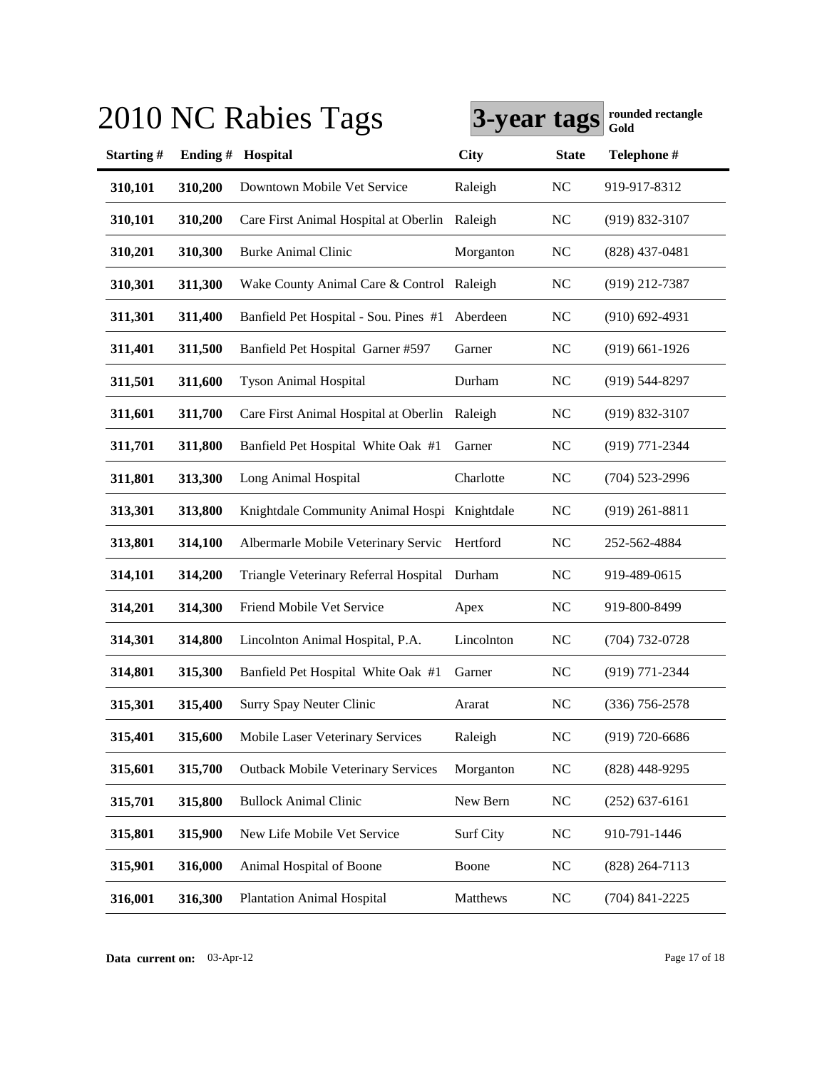# 2010 NC Rabies Tags

**3-year tags** **rounded rectangle Gold**

| Starting # | Ending # | Hospital | City | State | Telephone # |
|---|---|---|---|---|---|
| **310,101** | **310,200** | Downtown Mobile Vet Service | Raleigh | NC | 919-917-8312 |
| **310,101** | **310,200** | Care First Animal Hospital at Oberlin | Raleigh | NC | (919) 832-3107 |
| **310,201** | **310,300** | Burke Animal Clinic | Morganton | NC | (828) 437-0481 |
| **310,301** | **311,300** | Wake County Animal Care & Control | Raleigh | NC | (919) 212-7387 |
| **311,301** | **311,400** | Banfield Pet Hospital - Sou. Pines #1 | Aberdeen | NC | (910) 692-4931 |
| **311,401** | **311,500** | Banfield Pet Hospital Garner #597 | Garner | NC | (919) 661-1926 |
| **311,501** | **311,600** | Tyson Animal Hospital | Durham | NC | (919) 544-8297 |
| **311,601** | **311,700** | Care First Animal Hospital at Oberlin | Raleigh | NC | (919) 832-3107 |
| **311,701** | **311,800** | Banfield Pet Hospital White Oak #1 | Garner | NC | (919) 771-2344 |
| **311,801** | **313,300** | Long Animal Hospital | Charlotte | NC | (704) 523-2996 |
| **313,301** | **313,800** | Knightdale Community Animal Hospi | Knightdale | NC | (919) 261-8811 |
| **313,801** | **314,100** | Albermarle Mobile Veterinary Servic | Hertford | NC | 252-562-4884 |
| **314,101** | **314,200** | Triangle Veterinary Referral Hospital | Durham | NC | 919-489-0615 |
| **314,201** | **314,300** | Friend Mobile Vet Service | Apex | NC | 919-800-8499 |
| **314,301** | **314,800** | Lincolnton Animal Hospital, P.A. | Lincolnton | NC | (704) 732-0728 |
| **314,801** | **315,300** | Banfield Pet Hospital White Oak #1 | Garner | NC | (919) 771-2344 |
| **315,301** | **315,400** | Surry Spay Neuter Clinic | Ararat | NC | (336) 756-2578 |
| **315,401** | **315,600** | Mobile Laser Veterinary Services | Raleigh | NC | (919) 720-6686 |
| **315,601** | **315,700** | Outback Mobile Veterinary Services | Morganton | NC | (828) 448-9295 |
| **315,701** | **315,800** | Bullock Animal Clinic | New Bern | NC | (252) 637-6161 |
| **315,801** | **315,900** | New Life Mobile Vet Service | Surf City | NC | 910-791-1446 |
| **315,901** | **316,000** | Animal Hospital of Boone | Boone | NC | (828) 264-7113 |
| **316,001** | **316,300** | Plantation Animal Hospital | Matthews | NC | (704) 841-2225 |

**Data current on:** 03-Apr-12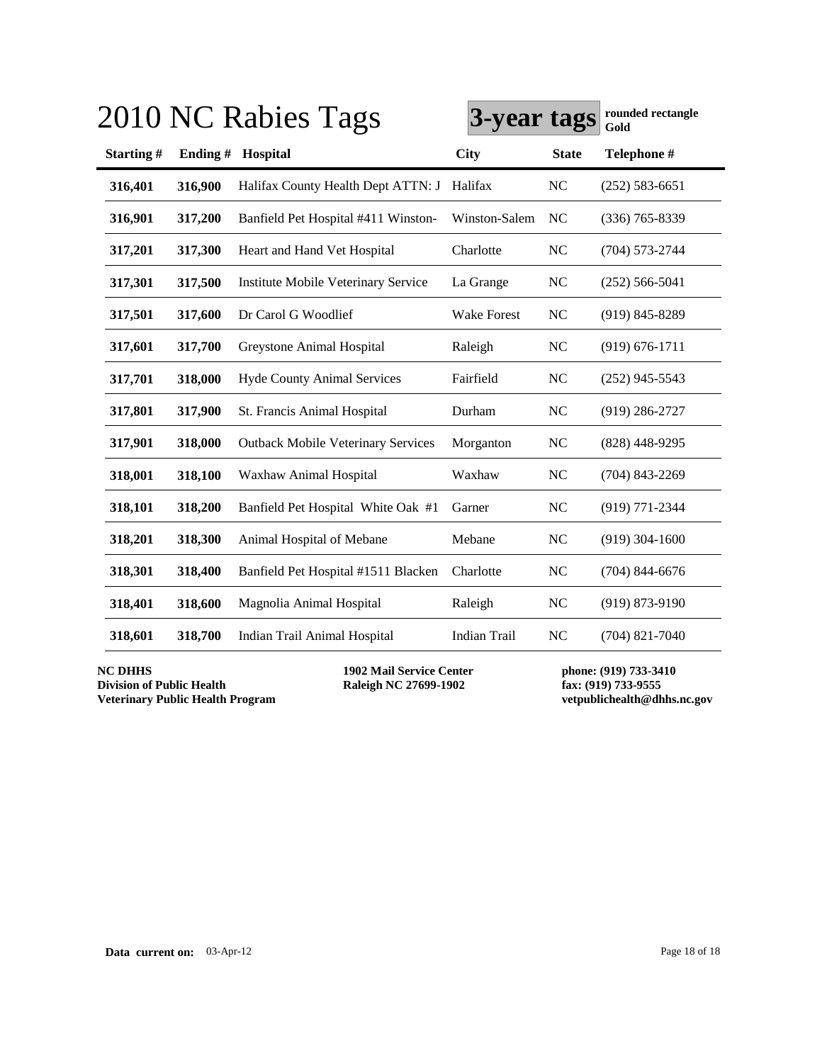# 2010 NC Rabies Tags

**3-year tags** **rounded rectangle Gold**

| Starting # | Ending # | Hospital | City | State | Telephone # |
|---|---|---|---|---|---|
| **316,401** | **316,900** | Halifax County Health Dept ATTN: J | Halifax | NC | (252) 583-6651 |
| **316,901** | **317,200** | Banfield Pet Hospital #411 Winston- | Winston-Salem | NC | (336) 765-8339 |
| **317,201** | **317,300** | Heart and Hand Vet Hospital | Charlotte | NC | (704) 573-2744 |
| **317,301** | **317,500** | Institute Mobile Veterinary Service | La Grange | NC | (252) 566-5041 |
| **317,501** | **317,600** | Dr Carol G Woodlief | Wake Forest | NC | (919) 845-8289 |
| **317,601** | **317,700** | Greystone Animal Hospital | Raleigh | NC | (919) 676-1711 |
| **317,701** | **318,000** | Hyde County Animal Services | Fairfield | NC | (252) 945-5543 |
| **317,801** | **317,900** | St. Francis Animal Hospital | Durham | NC | (919) 286-2727 |
| **317,901** | **318,000** | Outback Mobile Veterinary Services | Morganton | NC | (828) 448-9295 |
| **318,001** | **318,100** | Waxhaw Animal Hospital | Waxhaw | NC | (704) 843-2269 |
| **318,101** | **318,200** | Banfield Pet Hospital White Oak #1 | Garner | NC | (919) 771-2344 |
| **318,201** | **318,300** | Animal Hospital of Mebane | Mebane | NC | (919) 304-1600 |
| **318,301** | **318,400** | Banfield Pet Hospital #1511 Blacken | Charlotte | NC | (704) 844-6676 |
| **318,401** | **318,600** | Magnolia Animal Hospital | Raleigh | NC | (919) 873-9190 |
| **318,601** | **318,700** | Indian Trail Animal Hospital | Indian Trail | NC | (704) 821-7040 |

**NC DHHS**
**Division of Public Health**
**Veterinary Public Health Program**

**1902 Mail Service Center**
**Raleigh NC 27699-1902**

**phone: (919) 733-3410**
**fax: (919) 733-9555**
**vetpublichealth@dhhs.nc.gov**

**Data current on:** 03-Apr-12